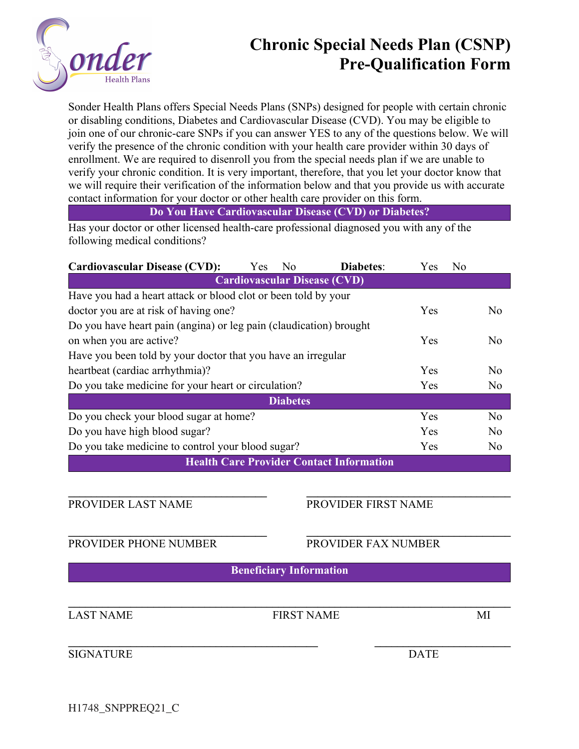# Chronic Special Needs Plan (CSNP) Pre-Qualification Form

Sonder Health Plans

Sonder Health Plans offers Special Needs Plans (SNPs) designed for people with certain chronic or disabling conditions, Diabetes and Cardiovascular Disease (CVD). You may be eligible to join one of our chronic-care SNPs if you can answer YES to any of the questions below. We will verify the presence of the chronic condition with your health care provider within 30 days of enrollment. We are required to disenroll you from the special needs plan if we are unable to verify your chronic condition. It is very important, therefore, that you let your doctor know that we will require their verification of the information below and that you provide us with accurate contact information for your doctor or other health care provider on this form.

## Do You Have Cardiovascular Disease (CVD) or Diabetes?

Has your doctor or other licensed health-care professional diagnosed you with any of the following medical conditions?

**Cardiovascular Disease (CVD):** Yes No **Diabetes**: Yes No

| Cardiovascular Disease (CVD) | | |
|---|---|---|
| Have you had a heart attack or blood clot or been told by your doctor you are at risk of having one? | Yes | No |
| Do you have heart pain (angina) or leg pain (claudication) brought on when you are active? | Yes | No |
| Have you been told by your doctor that you have an irregular heartbeat (cardiac arrhythmia)? | Yes | No |
| Do you take medicine for your heart or circulation? | Yes | No |
| **Diabetes** | | |
| Do you check your blood sugar at home? | Yes | No |
| Do you have high blood sugar? | Yes | No |
| Do you take medicine to control your blood sugar? | Yes | No |

## Health Care Provider Contact Information

PROVIDER LAST NAME: ____________________ PROVIDER FIRST NAME: ____________________

PROVIDER PHONE NUMBER: ____________________ PROVIDER FAX NUMBER: ____________________

## Beneficiary Information

LAST NAME: ____________________ FIRST NAME: ____________________ MI: ____

SIGNATURE: ____________________ DATE: ____________________

H1748_SNPPREQ21_C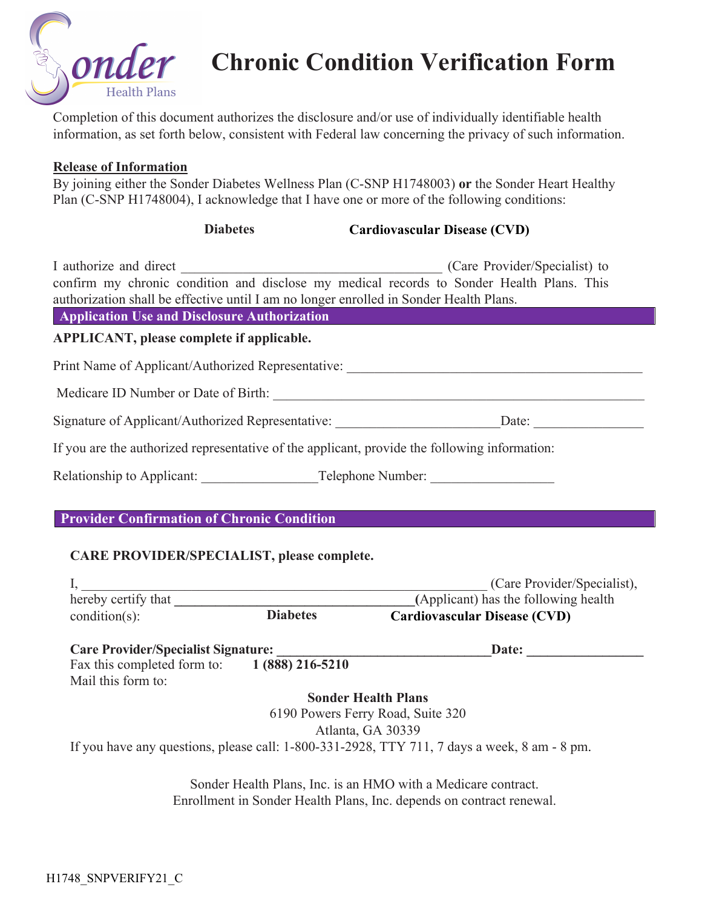# Chronic Condition Verification Form

Completion of this document authorizes the disclosure and/or use of individually identifiable health information, as set forth below, consistent with Federal law concerning the privacy of such information.

**Release of Information**

By joining either the Sonder Diabetes Wellness Plan (C-SNP H1748003) **or** the Sonder Heart Healthy Plan (C-SNP H1748004), I acknowledge that I have one or more of the following conditions:

**Diabetes** **Cardiovascular Disease (CVD)**

I authorize and direct ______________________________________ (Care Provider/Specialist) to confirm my chronic condition and disclose my medical records to Sonder Health Plans. This authorization shall be effective until I am no longer enrolled in Sonder Health Plans.

## Application Use and Disclosure Authorization

**APPLICANT, please complete if applicable.**

Print Name of Applicant/Authorized Representative: ___________________________________________

Medicare ID Number or Date of Birth: ______________________________________________________

Signature of Applicant/Authorized Representative: _______________________ Date: _______________

If you are the authorized representative of the applicant, provide the following information:

Relationship to Applicant: ________________ Telephone Number: _________________

## Provider Confirmation of Chronic Condition

**CARE PROVIDER/SPECIALIST, please complete.**

I, ____________________________________________________________ (Care Provider/Specialist), hereby certify that ____________________________________ (Applicant) has the following health condition(s): **Diabetes** **Cardiovascular Disease (CVD)**

**Care Provider/Specialist Signature: ________________________________ Date: _________________**

Fax this completed form to: **1 (888) 216-5210**

Mail this form to:

**Sonder Health Plans**
6190 Powers Ferry Road, Suite 320
Atlanta, GA 30339

If you have any questions, please call: 1-800-331-2928, TTY 711, 7 days a week, 8 am - 8 pm.

Sonder Health Plans, Inc. is an HMO with a Medicare contract.
Enrollment in Sonder Health Plans, Inc. depends on contract renewal.

H1748_SNPVERIFY21_C